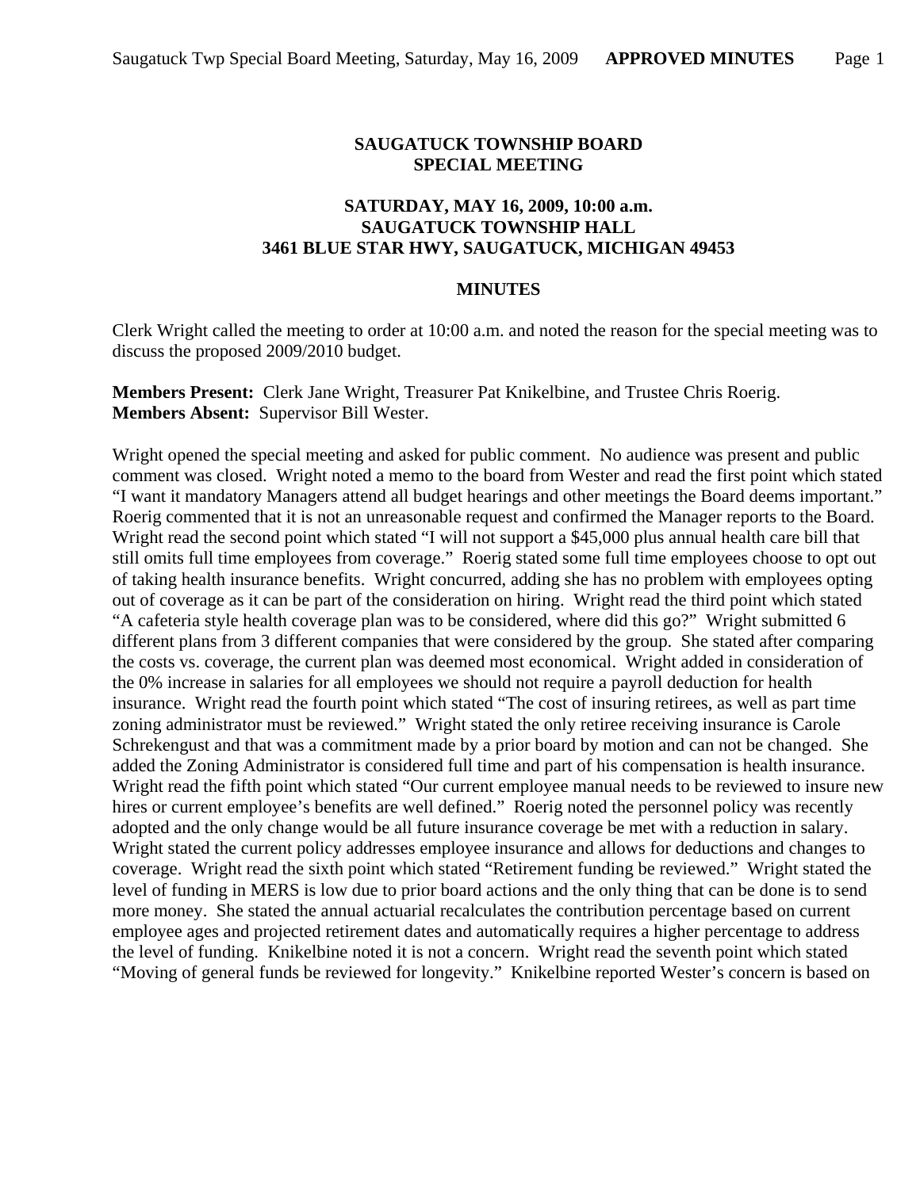# SAUGATUCK TOWNSHIP BOARD
## SPECIAL MEETING

### SATURDAY, MAY 16, 2009, 10:00 a.m.
### SAUGATUCK TOWNSHIP HALL
### 3461 BLUE STAR HWY, SAUGATUCK, MICHIGAN 49453

### MINUTES

Clerk Wright called the meeting to order at 10:00 a.m. and noted the reason for the special meeting was to discuss the proposed 2009/2010 budget.

**Members Present:** Clerk Jane Wright, Treasurer Pat Knikelbine, and Trustee Chris Roerig.
**Members Absent:** Supervisor Bill Wester.

Wright opened the special meeting and asked for public comment. No audience was present and public comment was closed. Wright noted a memo to the board from Wester and read the first point which stated "I want it mandatory Managers attend all budget hearings and other meetings the Board deems important." Roerig commented that it is not an unreasonable request and confirmed the Manager reports to the Board. Wright read the second point which stated "I will not support a $45,000 plus annual health care bill that still omits full time employees from coverage." Roerig stated some full time employees choose to opt out of taking health insurance benefits. Wright concurred, adding she has no problem with employees opting out of coverage as it can be part of the consideration on hiring. Wright read the third point which stated "A cafeteria style health coverage plan was to be considered, where did this go?" Wright submitted 6 different plans from 3 different companies that were considered by the group. She stated after comparing the costs vs. coverage, the current plan was deemed most economical. Wright added in consideration of the 0% increase in salaries for all employees we should not require a payroll deduction for health insurance. Wright read the fourth point which stated "The cost of insuring retirees, as well as part time zoning administrator must be reviewed." Wright stated the only retiree receiving insurance is Carole Schrekengust and that was a commitment made by a prior board by motion and can not be changed. She added the Zoning Administrator is considered full time and part of his compensation is health insurance. Wright read the fifth point which stated "Our current employee manual needs to be reviewed to insure new hires or current employee's benefits are well defined." Roerig noted the personnel policy was recently adopted and the only change would be all future insurance coverage be met with a reduction in salary. Wright stated the current policy addresses employee insurance and allows for deductions and changes to coverage. Wright read the sixth point which stated "Retirement funding be reviewed." Wright stated the level of funding in MERS is low due to prior board actions and the only thing that can be done is to send more money. She stated the annual actuarial recalculates the contribution percentage based on current employee ages and projected retirement dates and automatically requires a higher percentage to address the level of funding. Knikelbine noted it is not a concern. Wright read the seventh point which stated "Moving of general funds be reviewed for longevity." Knikelbine reported Wester's concern is based on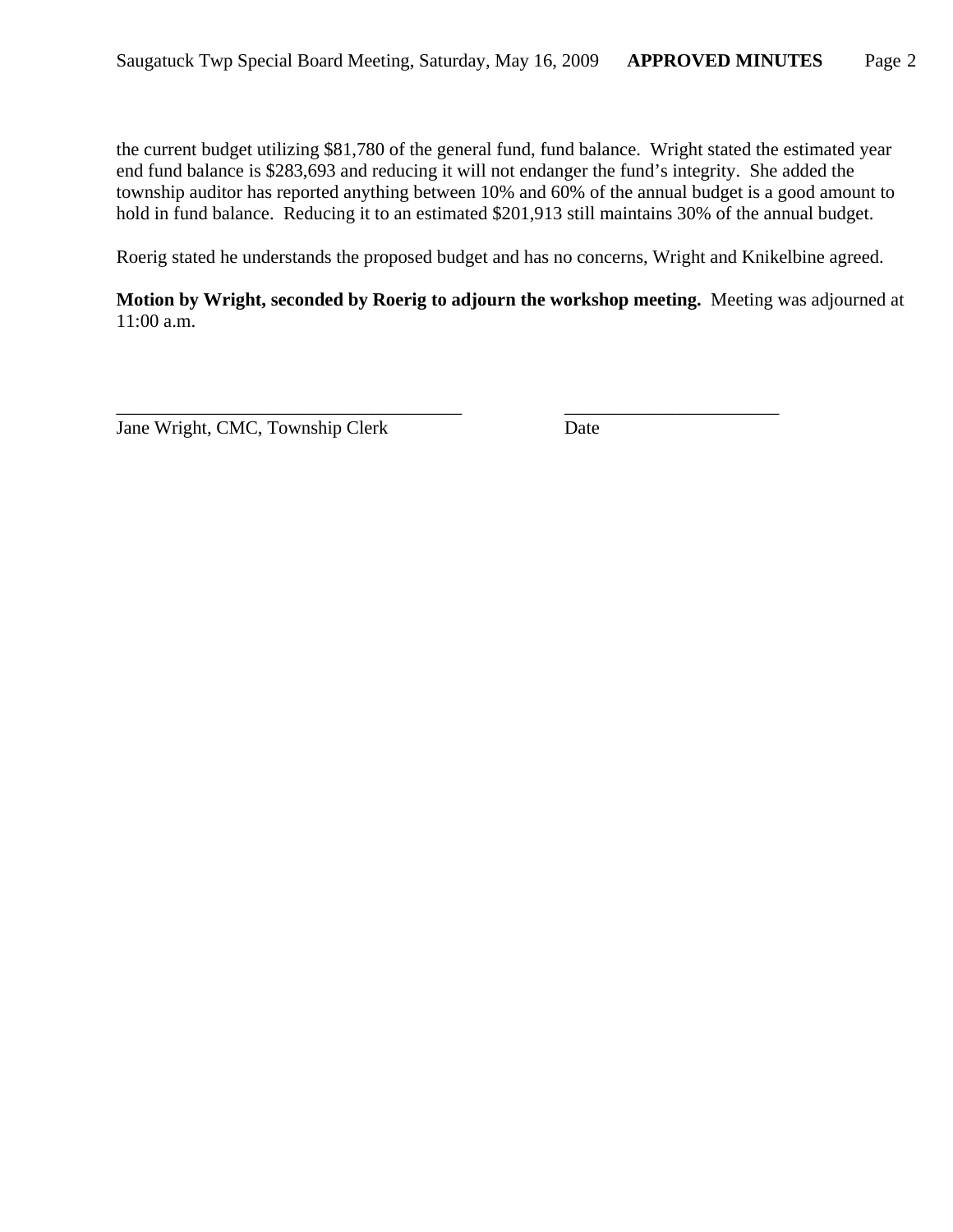the current budget utilizing $81,780 of the general fund, fund balance. Wright stated the estimated year end fund balance is $283,693 and reducing it will not endanger the fund's integrity. She added the township auditor has reported anything between 10% and 60% of the annual budget is a good amount to hold in fund balance. Reducing it to an estimated $201,913 still maintains 30% of the annual budget.

Roerig stated he understands the proposed budget and has no concerns, Wright and Knikelbine agreed.

**Motion by Wright, seconded by Roerig to adjourn the workshop meeting.** Meeting was adjourned at 11:00 a.m.

_____________________________________ _______________________

Jane Wright, CMC, Township Clerk Date